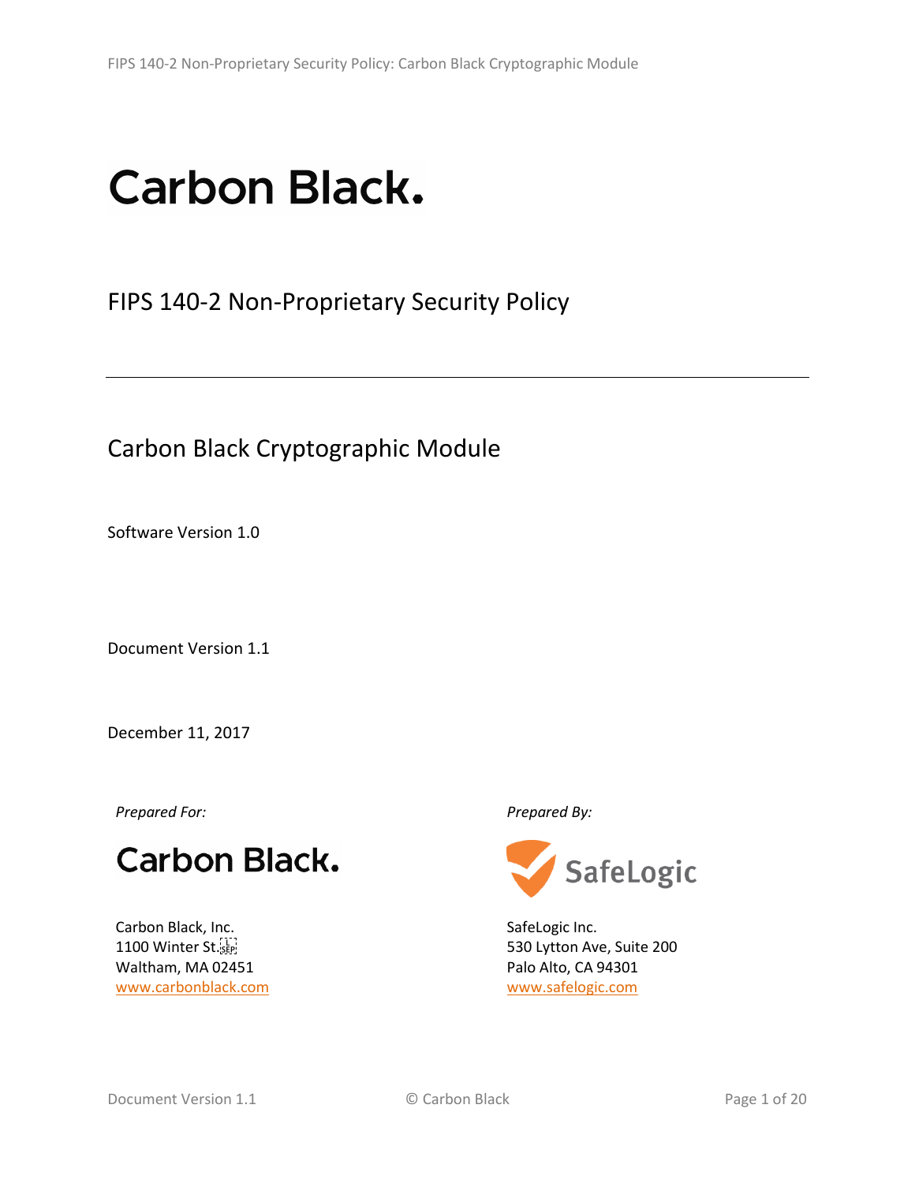# Carbon Black.

## FIPS 140-2 Non-Proprietary Security Policy

---

### Carbon Black Cryptographic Module

Software Version 1.0

Document Version 1.1

December 11, 2017

*Prepared For:*

Carbon Black.

Carbon Black, Inc.
1100 Winter St.
Waltham, MA 02451
www.carbonblack.com

*Prepared By:*

SafeLogic

SafeLogic Inc.
530 Lytton Ave, Suite 200
Palo Alto, CA 94301
www.safelogic.com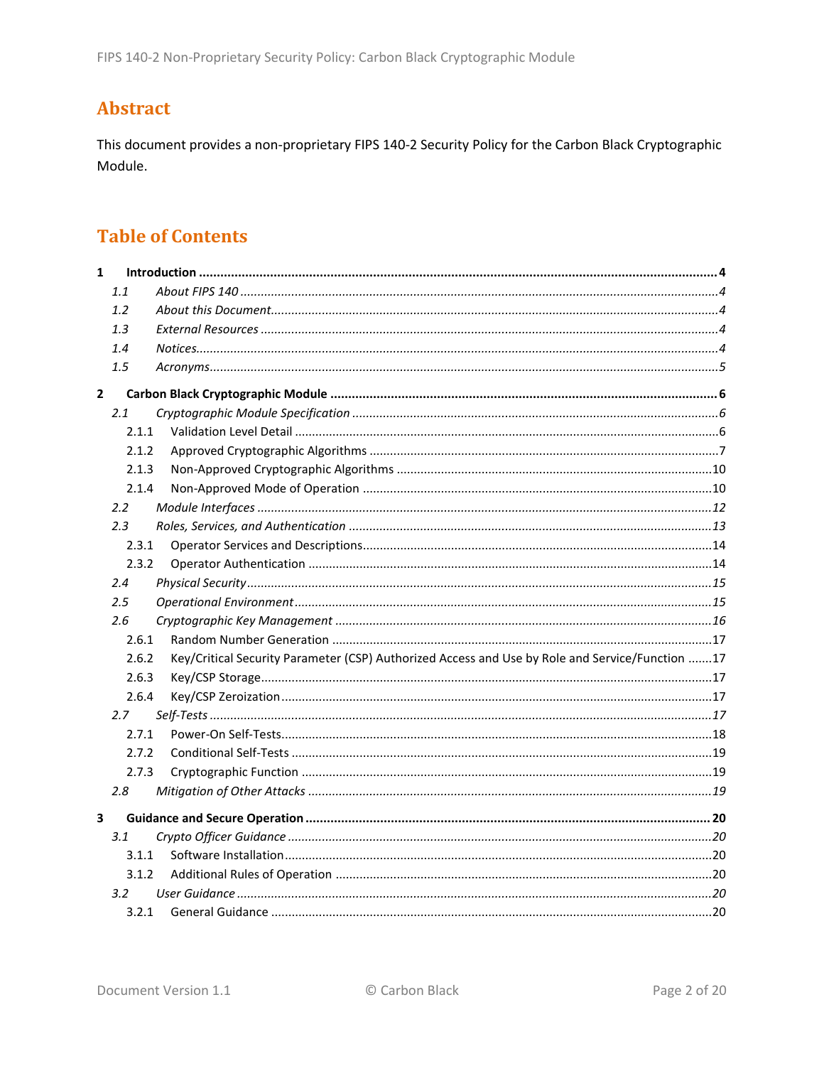# Abstract

This document provides a non-proprietary FIPS 140-2 Security Policy for the Carbon Black Cryptographic Module.

# Table of Contents

**1 Introduction ..................................................................................... 4**

*1.1 About FIPS 140 ..................................................................................... 4*

*1.2 About this Document..................................................................................... 4*

*1.3 External Resources ..................................................................................... 4*

*1.4 Notices..................................................................................... 4*

*1.5 Acronyms..................................................................................... 5*

**2 Carbon Black Cryptographic Module ..................................................................................... 6**

*2.1 Cryptographic Module Specification ..................................................................................... 6*

2.1.1 Validation Level Detail ..................................................................................... 6

2.1.2 Approved Cryptographic Algorithms ..................................................................................... 7

2.1.3 Non-Approved Cryptographic Algorithms ..................................................................................... 10

2.1.4 Non-Approved Mode of Operation ..................................................................................... 10

*2.2 Module Interfaces ..................................................................................... 12*

*2.3 Roles, Services, and Authentication ..................................................................................... 13*

2.3.1 Operator Services and Descriptions..................................................................................... 14

2.3.2 Operator Authentication ..................................................................................... 14

*2.4 Physical Security..................................................................................... 15*

*2.5 Operational Environment..................................................................................... 15*

*2.6 Cryptographic Key Management ..................................................................................... 16*

2.6.1 Random Number Generation ..................................................................................... 17

2.6.2 Key/Critical Security Parameter (CSP) Authorized Access and Use by Role and Service/Function ....... 17

2.6.3 Key/CSP Storage..................................................................................... 17

2.6.4 Key/CSP Zeroization..................................................................................... 17

*2.7 Self-Tests ..................................................................................... 17*

2.7.1 Power-On Self-Tests..................................................................................... 18

2.7.2 Conditional Self-Tests ..................................................................................... 19

2.7.3 Cryptographic Function ..................................................................................... 19

*2.8 Mitigation of Other Attacks ..................................................................................... 19*

**3 Guidance and Secure Operation ..................................................................................... 20**

*3.1 Crypto Officer Guidance ..................................................................................... 20*

3.1.1 Software Installation..................................................................................... 20

3.1.2 Additional Rules of Operation ..................................................................................... 20

*3.2 User Guidance ..................................................................................... 20*

3.2.1 General Guidance ..................................................................................... 20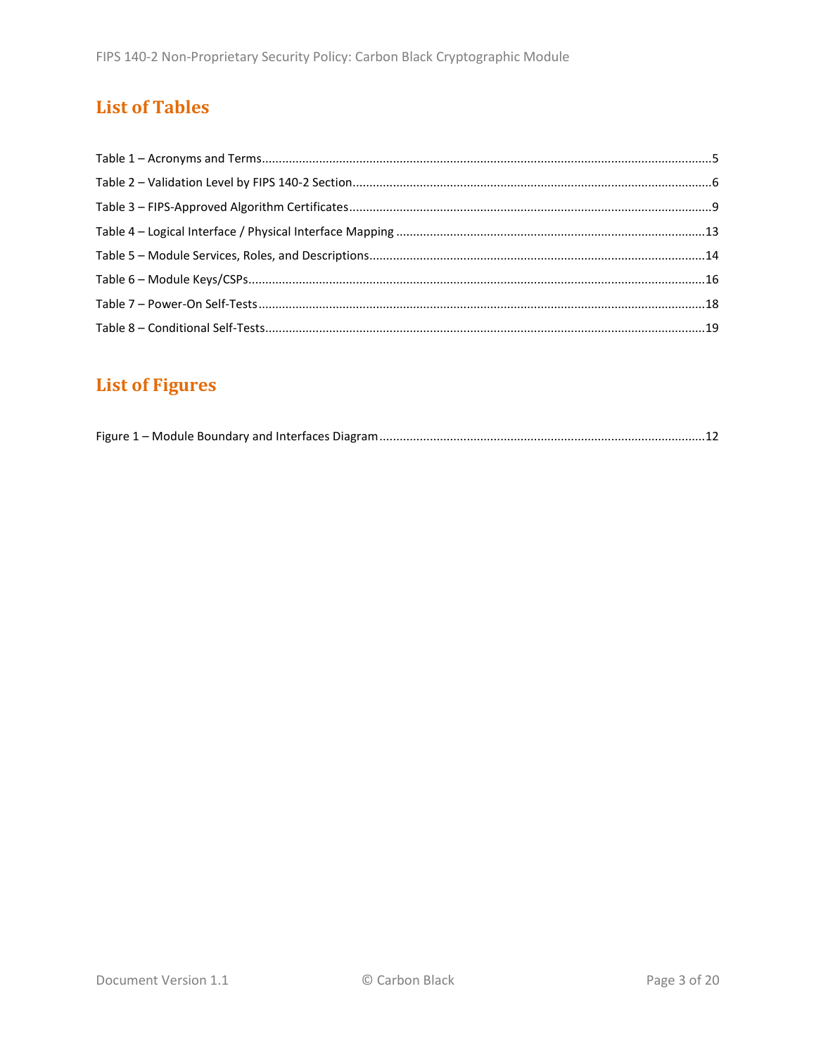## List of Tables

Table 1 – Acronyms and Terms....................................................................................................................5
Table 2 – Validation Level by FIPS 140-2 Section..........................................................................................6
Table 3 – FIPS-Approved Algorithm Certificates...........................................................................................9
Table 4 – Logical Interface / Physical Interface Mapping ...........................................................................13
Table 5 – Module Services, Roles, and Descriptions...................................................................................14
Table 6 – Module Keys/CSPs......................................................................................................................16
Table 7 – Power-On Self-Tests...................................................................................................................18
Table 8 – Conditional Self-Tests.................................................................................................................19

## List of Figures

Figure 1 – Module Boundary and Interfaces Diagram ................................................................................12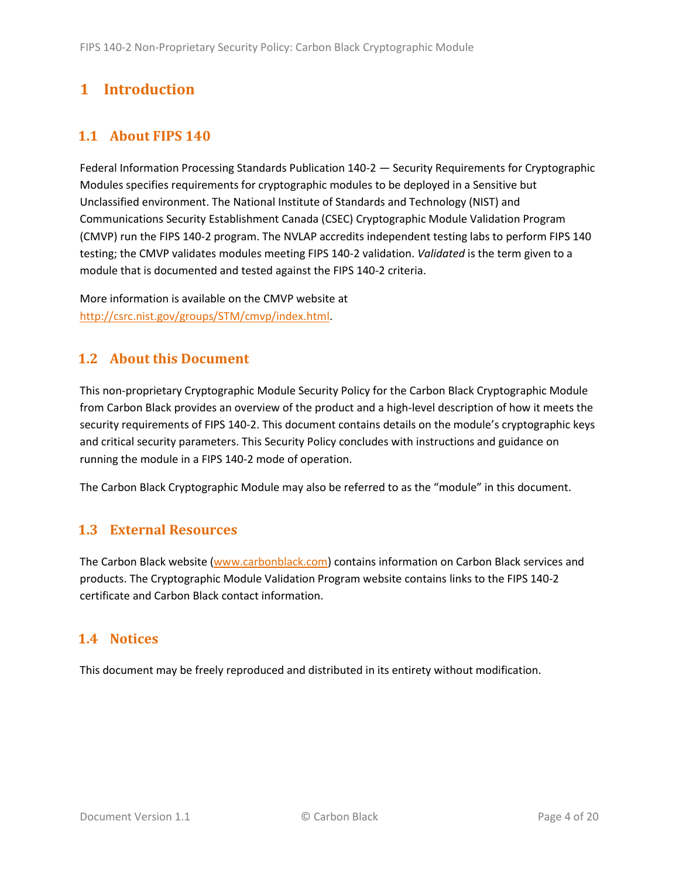# 1 Introduction

## 1.1 About FIPS 140

Federal Information Processing Standards Publication 140-2 — Security Requirements for Cryptographic Modules specifies requirements for cryptographic modules to be deployed in a Sensitive but Unclassified environment. The National Institute of Standards and Technology (NIST) and Communications Security Establishment Canada (CSEC) Cryptographic Module Validation Program (CMVP) run the FIPS 140-2 program. The NVLAP accredits independent testing labs to perform FIPS 140 testing; the CMVP validates modules meeting FIPS 140-2 validation. *Validated* is the term given to a module that is documented and tested against the FIPS 140-2 criteria.

More information is available on the CMVP website at http://csrc.nist.gov/groups/STM/cmvp/index.html.

## 1.2 About this Document

This non-proprietary Cryptographic Module Security Policy for the Carbon Black Cryptographic Module from Carbon Black provides an overview of the product and a high-level description of how it meets the security requirements of FIPS 140-2. This document contains details on the module's cryptographic keys and critical security parameters. This Security Policy concludes with instructions and guidance on running the module in a FIPS 140-2 mode of operation.

The Carbon Black Cryptographic Module may also be referred to as the "module" in this document.

## 1.3 External Resources

The Carbon Black website (www.carbonblack.com) contains information on Carbon Black services and products. The Cryptographic Module Validation Program website contains links to the FIPS 140-2 certificate and Carbon Black contact information.

## 1.4 Notices

This document may be freely reproduced and distributed in its entirety without modification.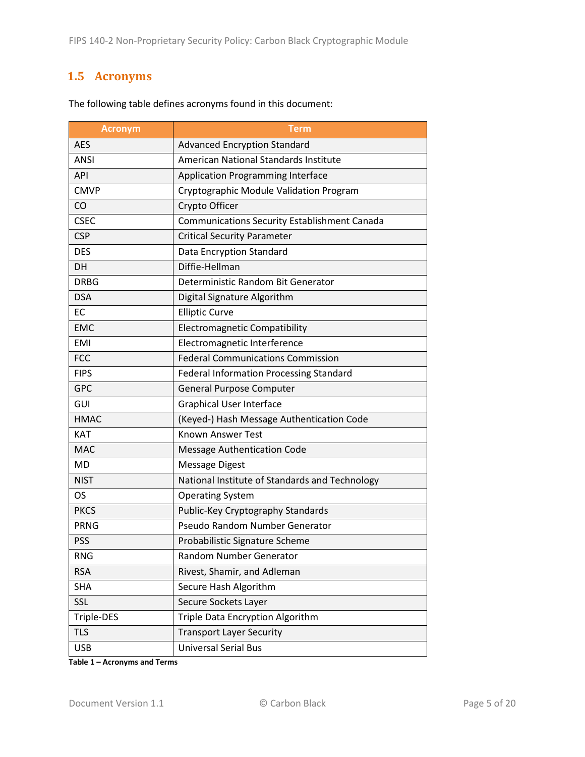## 1.5 Acronyms

The following table defines acronyms found in this document:

| Acronym | Term |
|---|---|
| AES | Advanced Encryption Standard |
| ANSI | American National Standards Institute |
| API | Application Programming Interface |
| CMVP | Cryptographic Module Validation Program |
| CO | Crypto Officer |
| CSEC | Communications Security Establishment Canada |
| CSP | Critical Security Parameter |
| DES | Data Encryption Standard |
| DH | Diffie-Hellman |
| DRBG | Deterministic Random Bit Generator |
| DSA | Digital Signature Algorithm |
| EC | Elliptic Curve |
| EMC | Electromagnetic Compatibility |
| EMI | Electromagnetic Interference |
| FCC | Federal Communications Commission |
| FIPS | Federal Information Processing Standard |
| GPC | General Purpose Computer |
| GUI | Graphical User Interface |
| HMAC | (Keyed-) Hash Message Authentication Code |
| KAT | Known Answer Test |
| MAC | Message Authentication Code |
| MD | Message Digest |
| NIST | National Institute of Standards and Technology |
| OS | Operating System |
| PKCS | Public-Key Cryptography Standards |
| PRNG | Pseudo Random Number Generator |
| PSS | Probabilistic Signature Scheme |
| RNG | Random Number Generator |
| RSA | Rivest, Shamir, and Adleman |
| SHA | Secure Hash Algorithm |
| SSL | Secure Sockets Layer |
| Triple-DES | Triple Data Encryption Algorithm |
| TLS | Transport Layer Security |
| USB | Universal Serial Bus |

**Table 1 – Acronyms and Terms**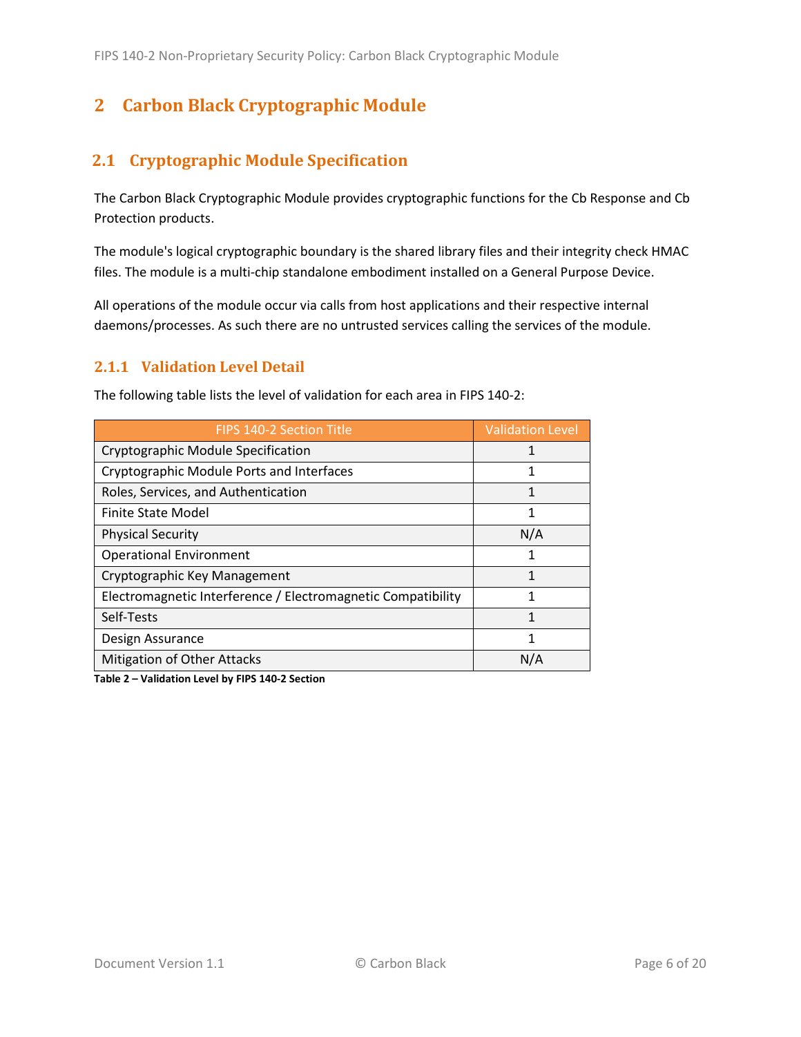# 2 Carbon Black Cryptographic Module

## 2.1 Cryptographic Module Specification

The Carbon Black Cryptographic Module provides cryptographic functions for the Cb Response and Cb Protection products.

The module's logical cryptographic boundary is the shared library files and their integrity check HMAC files. The module is a multi-chip standalone embodiment installed on a General Purpose Device.

All operations of the module occur via calls from host applications and their respective internal daemons/processes. As such there are no untrusted services calling the services of the module.

### 2.1.1 Validation Level Detail

The following table lists the level of validation for each area in FIPS 140-2:

| FIPS 140-2 Section Title | Validation Level |
|---|---|
| Cryptographic Module Specification | 1 |
| Cryptographic Module Ports and Interfaces | 1 |
| Roles, Services, and Authentication | 1 |
| Finite State Model | 1 |
| Physical Security | N/A |
| Operational Environment | 1 |
| Cryptographic Key Management | 1 |
| Electromagnetic Interference / Electromagnetic Compatibility | 1 |
| Self-Tests | 1 |
| Design Assurance | 1 |
| Mitigation of Other Attacks | N/A |

**Table 2 – Validation Level by FIPS 140-2 Section**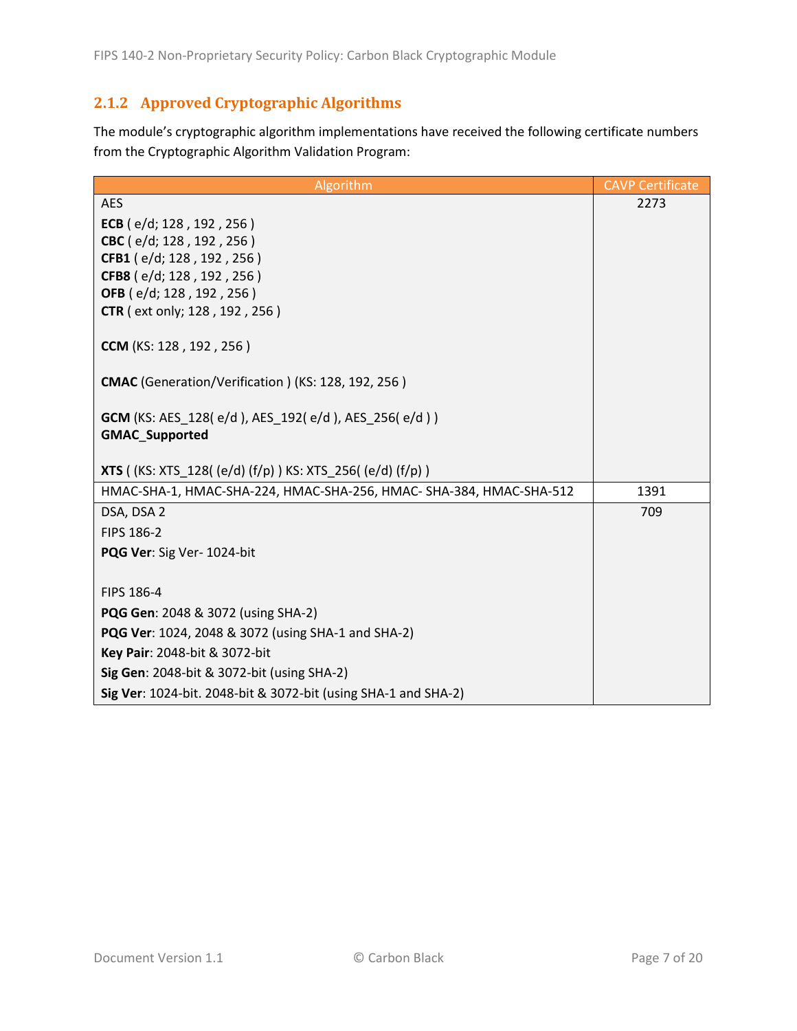### 2.1.2 Approved Cryptographic Algorithms

The module's cryptographic algorithm implementations have received the following certificate numbers from the Cryptographic Algorithm Validation Program:

| Algorithm | CAVP Certificate |
|---|---|
| AES<br><br>**ECB** ( e/d; 128 , 192 , 256 )<br>**CBC** ( e/d; 128 , 192 , 256 )<br>**CFB1** ( e/d; 128 , 192 , 256 )<br>**CFB8** ( e/d; 128 , 192 , 256 )<br>**OFB** ( e/d; 128 , 192 , 256 )<br>**CTR** ( ext only; 128 , 192 , 256 )<br><br>**CCM** (KS: 128 , 192 , 256 )<br><br>**CMAC** (Generation/Verification ) (KS: 128, 192, 256 )<br><br>**GCM** (KS: AES_128( e/d ), AES_192( e/d ), AES_256( e/d ) )<br>**GMAC_Supported**<br><br>**XTS** ( (KS: XTS_128( (e/d) (f/p) ) KS: XTS_256( (e/d) (f/p) ) | 2273 |
| HMAC-SHA-1, HMAC-SHA-224, HMAC-SHA-256, HMAC- SHA-384, HMAC-SHA-512 | 1391 |
| DSA, DSA 2<br>FIPS 186-2<br>**PQG Ver**: Sig Ver- 1024-bit<br><br>FIPS 186-4<br>**PQG Gen**: 2048 & 3072 (using SHA-2)<br>**PQG Ver**: 1024, 2048 & 3072 (using SHA-1 and SHA-2)<br>**Key Pair**: 2048-bit & 3072-bit<br>**Sig Gen**: 2048-bit & 3072-bit (using SHA-2)<br>**Sig Ver**: 1024-bit. 2048-bit & 3072-bit (using SHA-1 and SHA-2) | 709 |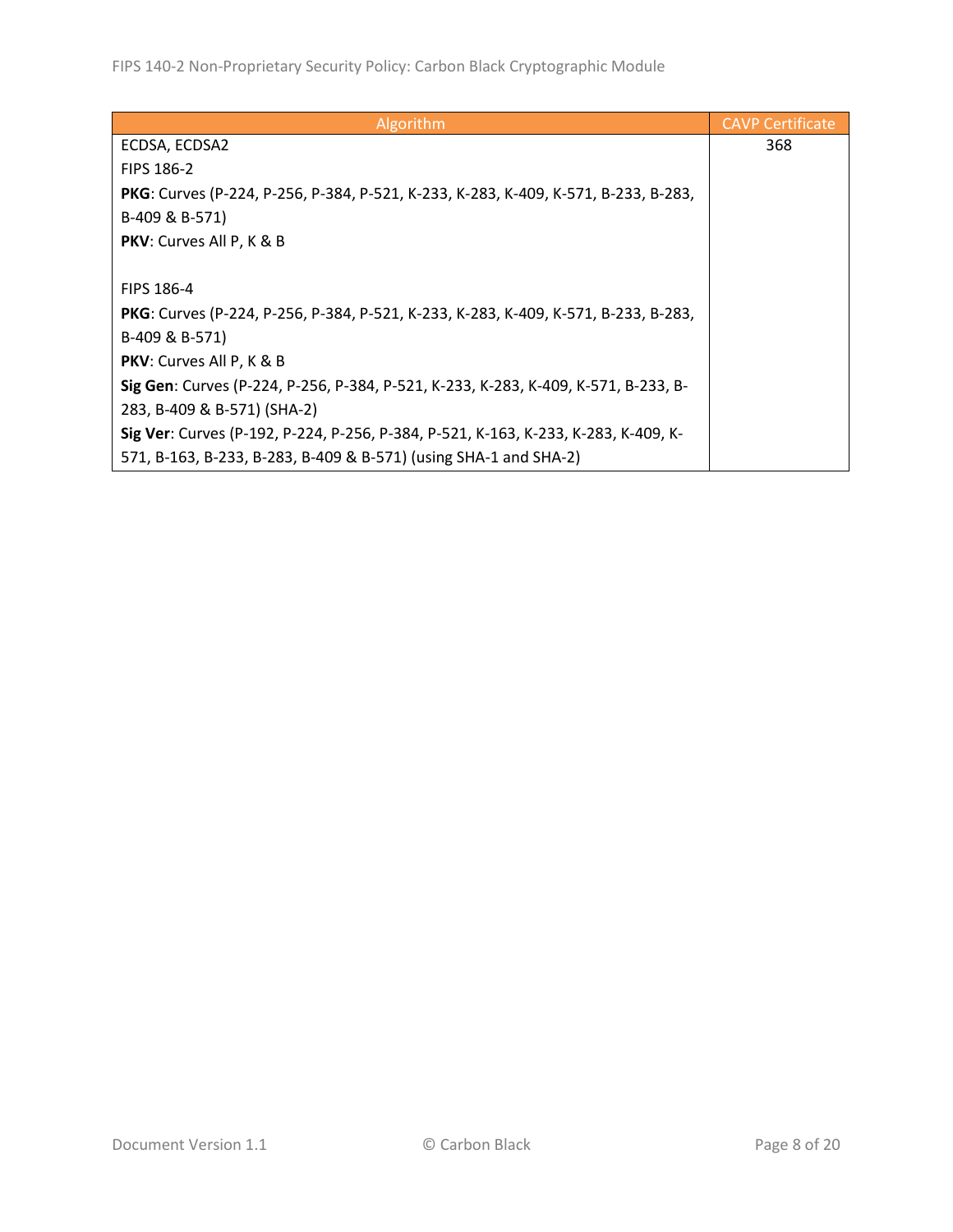| Algorithm | CAVP Certificate |
| --- | --- |
| ECDSA, ECDSA2<br>FIPS 186-2<br>**PKG**: Curves (P-224, P-256, P-384, P-521, K-233, K-283, K-409, K-571, B-233, B-283, B-409 & B-571)<br>**PKV**: Curves All P, K & B<br><br>FIPS 186-4<br>**PKG**: Curves (P-224, P-256, P-384, P-521, K-233, K-283, K-409, K-571, B-233, B-283, B-409 & B-571)<br>**PKV**: Curves All P, K & B<br>**Sig Gen**: Curves (P-224, P-256, P-384, P-521, K-233, K-283, K-409, K-571, B-233, B-283, B-409 & B-571) (SHA-2)<br>**Sig Ver**: Curves (P-192, P-224, P-256, P-384, P-521, K-163, K-233, K-283, K-409, K-571, B-163, B-233, B-283, B-409 & B-571) (using SHA-1 and SHA-2) | 368 |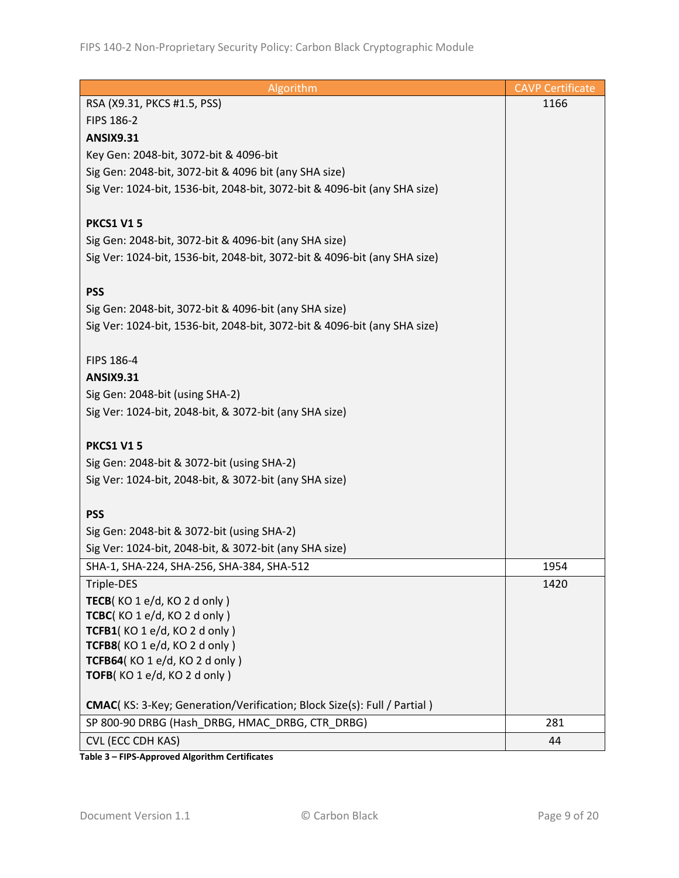| Algorithm | CAVP Certificate |
|---|---|
| RSA (X9.31, PKCS #1.5, PSS)<br>FIPS 186-2<br>**ANSIX9.31**<br>Key Gen: 2048-bit, 3072-bit & 4096-bit<br>Sig Gen: 2048-bit, 3072-bit & 4096 bit (any SHA size)<br>Sig Ver: 1024-bit, 1536-bit, 2048-bit, 3072-bit & 4096-bit (any SHA size)<br><br>**PKCS1 V1 5**<br>Sig Gen: 2048-bit, 3072-bit & 4096-bit (any SHA size)<br>Sig Ver: 1024-bit, 1536-bit, 2048-bit, 3072-bit & 4096-bit (any SHA size)<br><br>**PSS**<br>Sig Gen: 2048-bit, 3072-bit & 4096-bit (any SHA size)<br>Sig Ver: 1024-bit, 1536-bit, 2048-bit, 3072-bit & 4096-bit (any SHA size)<br><br>FIPS 186-4<br>**ANSIX9.31**<br>Sig Gen: 2048-bit (using SHA-2)<br>Sig Ver: 1024-bit, 2048-bit, & 3072-bit (any SHA size)<br><br>**PKCS1 V1 5**<br>Sig Gen: 2048-bit & 3072-bit (using SHA-2)<br>Sig Ver: 1024-bit, 2048-bit, & 3072-bit (any SHA size)<br><br>**PSS**<br>Sig Gen: 2048-bit & 3072-bit (using SHA-2)<br>Sig Ver: 1024-bit, 2048-bit, & 3072-bit (any SHA size) | 1166 |
| SHA-1, SHA-224, SHA-256, SHA-384, SHA-512 | 1954 |
| Triple-DES<br>**TECB**( KO 1 e/d, KO 2 d only )<br>**TCBC**( KO 1 e/d, KO 2 d only )<br>**TCFB1**( KO 1 e/d, KO 2 d only )<br>**TCFB8**( KO 1 e/d, KO 2 d only )<br>**TCFB64**( KO 1 e/d, KO 2 d only )<br>**TOFB**( KO 1 e/d, KO 2 d only )<br><br>**CMAC**( KS: 3-Key; Generation/Verification; Block Size(s): Full / Partial ) | 1420 |
| SP 800-90 DRBG (Hash_DRBG, HMAC_DRBG, CTR_DRBG) | 281 |
| CVL (ECC CDH KAS) | 44 |

**Table 3 – FIPS-Approved Algorithm Certificates**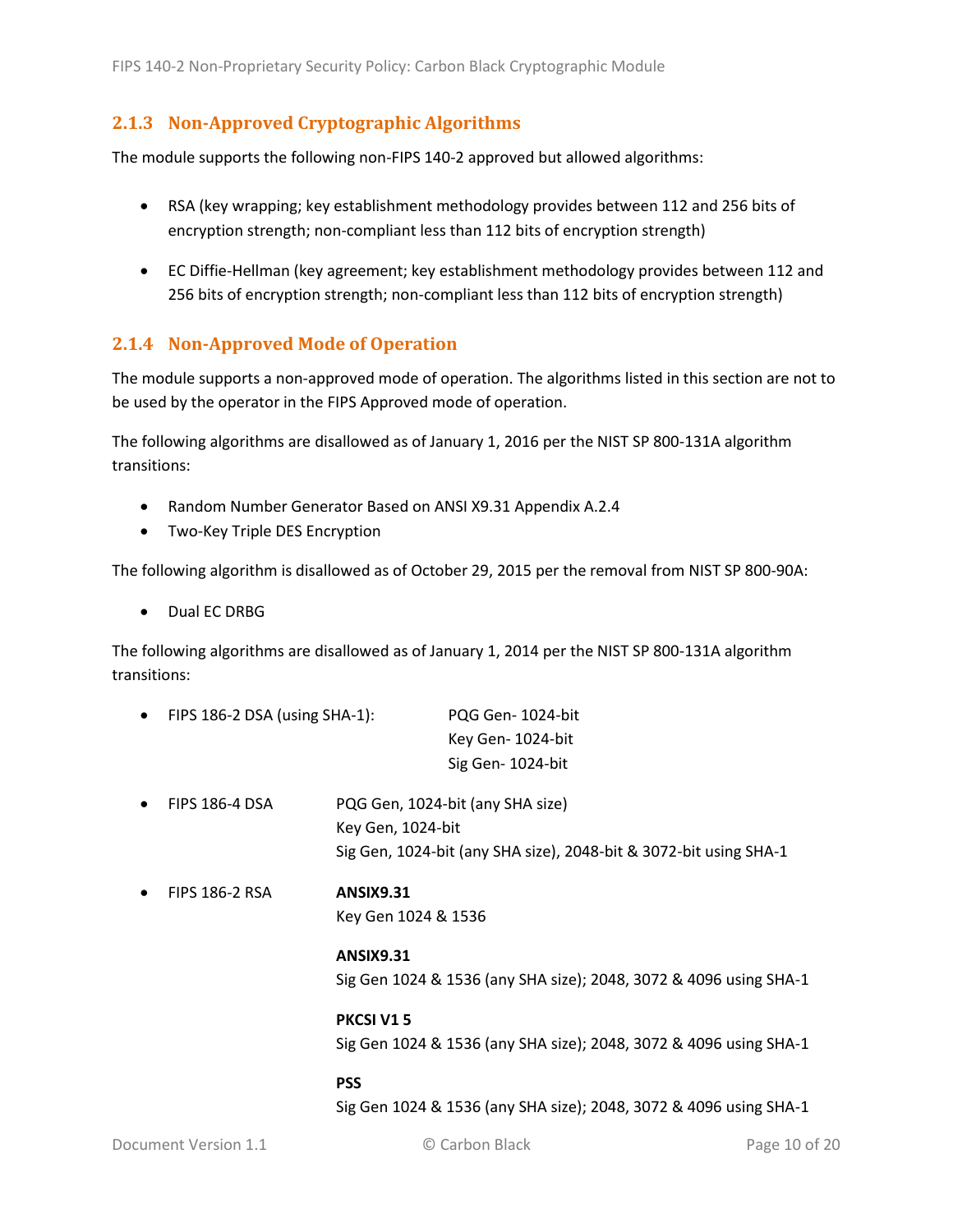### 2.1.3 Non-Approved Cryptographic Algorithms

The module supports the following non-FIPS 140-2 approved but allowed algorithms:

- RSA (key wrapping; key establishment methodology provides between 112 and 256 bits of encryption strength; non-compliant less than 112 bits of encryption strength)
- EC Diffie-Hellman (key agreement; key establishment methodology provides between 112 and 256 bits of encryption strength; non-compliant less than 112 bits of encryption strength)

### 2.1.4 Non-Approved Mode of Operation

The module supports a non-approved mode of operation. The algorithms listed in this section are not to be used by the operator in the FIPS Approved mode of operation.

The following algorithms are disallowed as of January 1, 2016 per the NIST SP 800-131A algorithm transitions:

- Random Number Generator Based on ANSI X9.31 Appendix A.2.4
- Two-Key Triple DES Encryption

The following algorithm is disallowed as of October 29, 2015 per the removal from NIST SP 800-90A:

- Dual EC DRBG

The following algorithms are disallowed as of January 1, 2014 per the NIST SP 800-131A algorithm transitions:

- FIPS 186-2 DSA (using SHA-1):
  - PQG Gen- 1024-bit
  - Key Gen- 1024-bit
  - Sig Gen- 1024-bit
- FIPS 186-4 DSA
  - PQG Gen, 1024-bit (any SHA size)
  - Key Gen, 1024-bit
  - Sig Gen, 1024-bit (any SHA size), 2048-bit & 3072-bit using SHA-1
- FIPS 186-2 RSA

  **ANSIX9.31**
  Key Gen 1024 & 1536

  **ANSIX9.31**
  Sig Gen 1024 & 1536 (any SHA size); 2048, 3072 & 4096 using SHA-1

  **PKCSI V1 5**
  Sig Gen 1024 & 1536 (any SHA size); 2048, 3072 & 4096 using SHA-1

  **PSS**
  Sig Gen 1024 & 1536 (any SHA size); 2048, 3072 & 4096 using SHA-1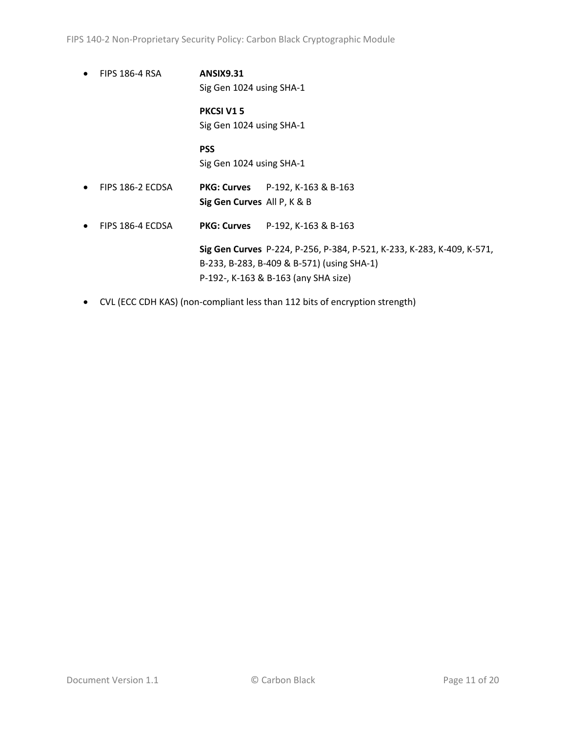- FIPS 186-4 RSA

  **ANSIX9.31**
  Sig Gen 1024 using SHA-1

  **PKCSI V1 5**
  Sig Gen 1024 using SHA-1

  **PSS**
  Sig Gen 1024 using SHA-1

- FIPS 186-2 ECDSA

  **PKG: Curves** P-192, K-163 & B-163
  **Sig Gen Curves** All P, K & B

- FIPS 186-4 ECDSA

  **PKG: Curves** P-192, K-163 & B-163

  **Sig Gen Curves** P-224, P-256, P-384, P-521, K-233, K-283, K-409, K-571, B-233, B-283, B-409 & B-571) (using SHA-1)
  P-192-, K-163 & B-163 (any SHA size)

- CVL (ECC CDH KAS) (non-compliant less than 112 bits of encryption strength)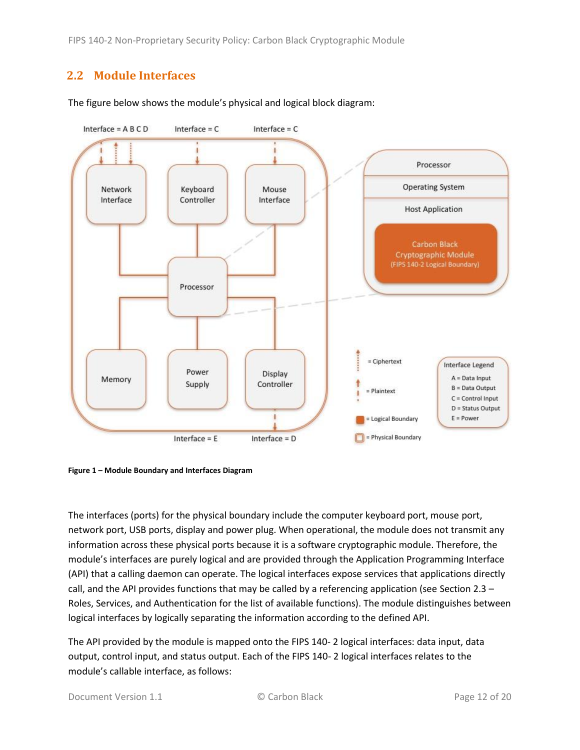## 2.2 Module Interfaces

The figure below shows the module's physical and logical block diagram:

**Figure 1 – Module Boundary and Interfaces Diagram**

The interfaces (ports) for the physical boundary include the computer keyboard port, mouse port, network port, USB ports, display and power plug. When operational, the module does not transmit any information across these physical ports because it is a software cryptographic module. Therefore, the module's interfaces are purely logical and are provided through the Application Programming Interface (API) that a calling daemon can operate. The logical interfaces expose services that applications directly call, and the API provides functions that may be called by a referencing application (see Section 2.3 – Roles, Services, and Authentication for the list of available functions). The module distinguishes between logical interfaces by logically separating the information according to the defined API.

The API provided by the module is mapped onto the FIPS 140- 2 logical interfaces: data input, data output, control input, and status output. Each of the FIPS 140- 2 logical interfaces relates to the module's callable interface, as follows: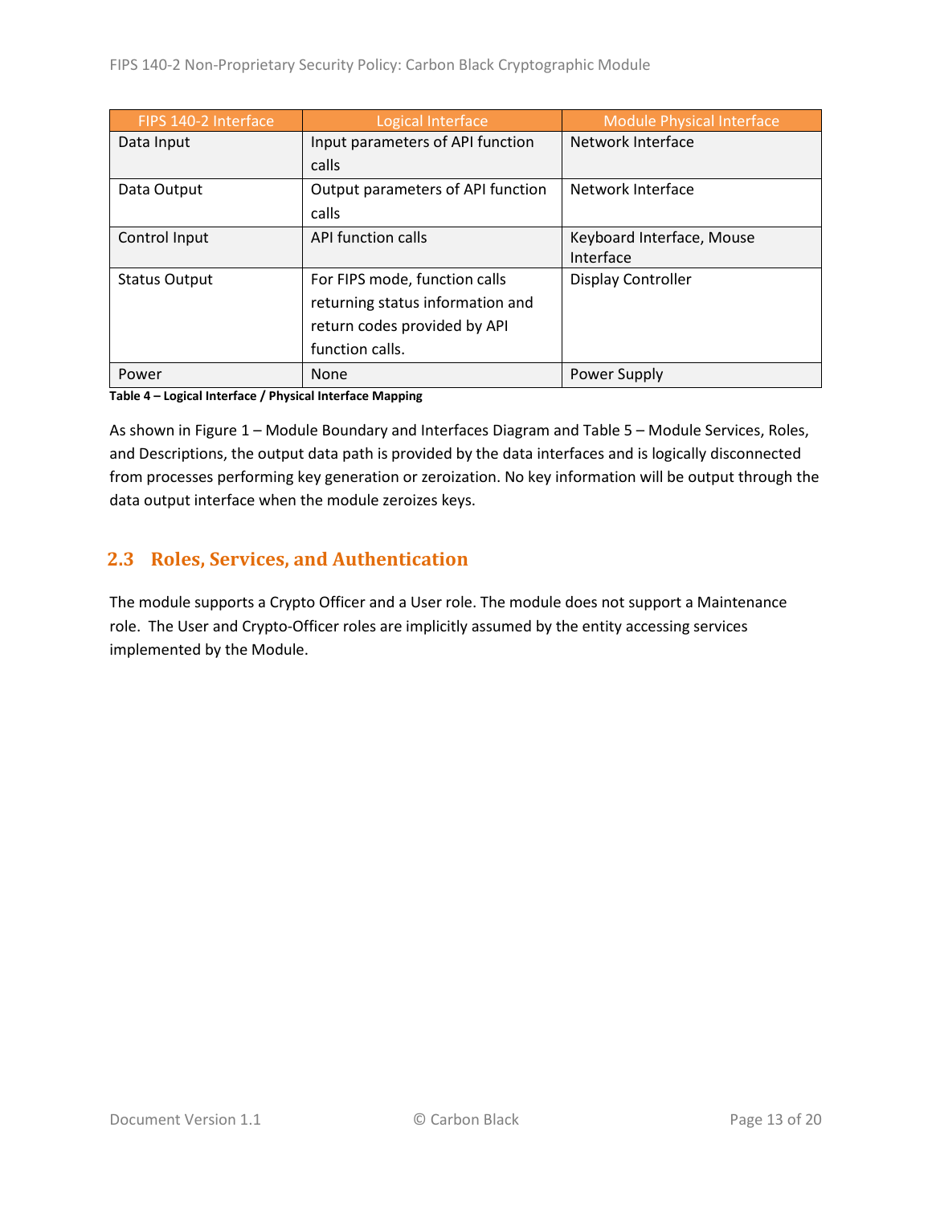| FIPS 140-2 Interface | Logical Interface | Module Physical Interface |
|---|---|---|
| Data Input | Input parameters of API function calls | Network Interface |
| Data Output | Output parameters of API function calls | Network Interface |
| Control Input | API function calls | Keyboard Interface, Mouse Interface |
| Status Output | For FIPS mode, function calls returning status information and return codes provided by API function calls. | Display Controller |
| Power | None | Power Supply |

**Table 4 – Logical Interface / Physical Interface Mapping**

As shown in Figure 1 – Module Boundary and Interfaces Diagram and Table 5 – Module Services, Roles, and Descriptions, the output data path is provided by the data interfaces and is logically disconnected from processes performing key generation or zeroization. No key information will be output through the data output interface when the module zeroizes keys.

## 2.3 Roles, Services, and Authentication

The module supports a Crypto Officer and a User role. The module does not support a Maintenance role. The User and Crypto-Officer roles are implicitly assumed by the entity accessing services implemented by the Module.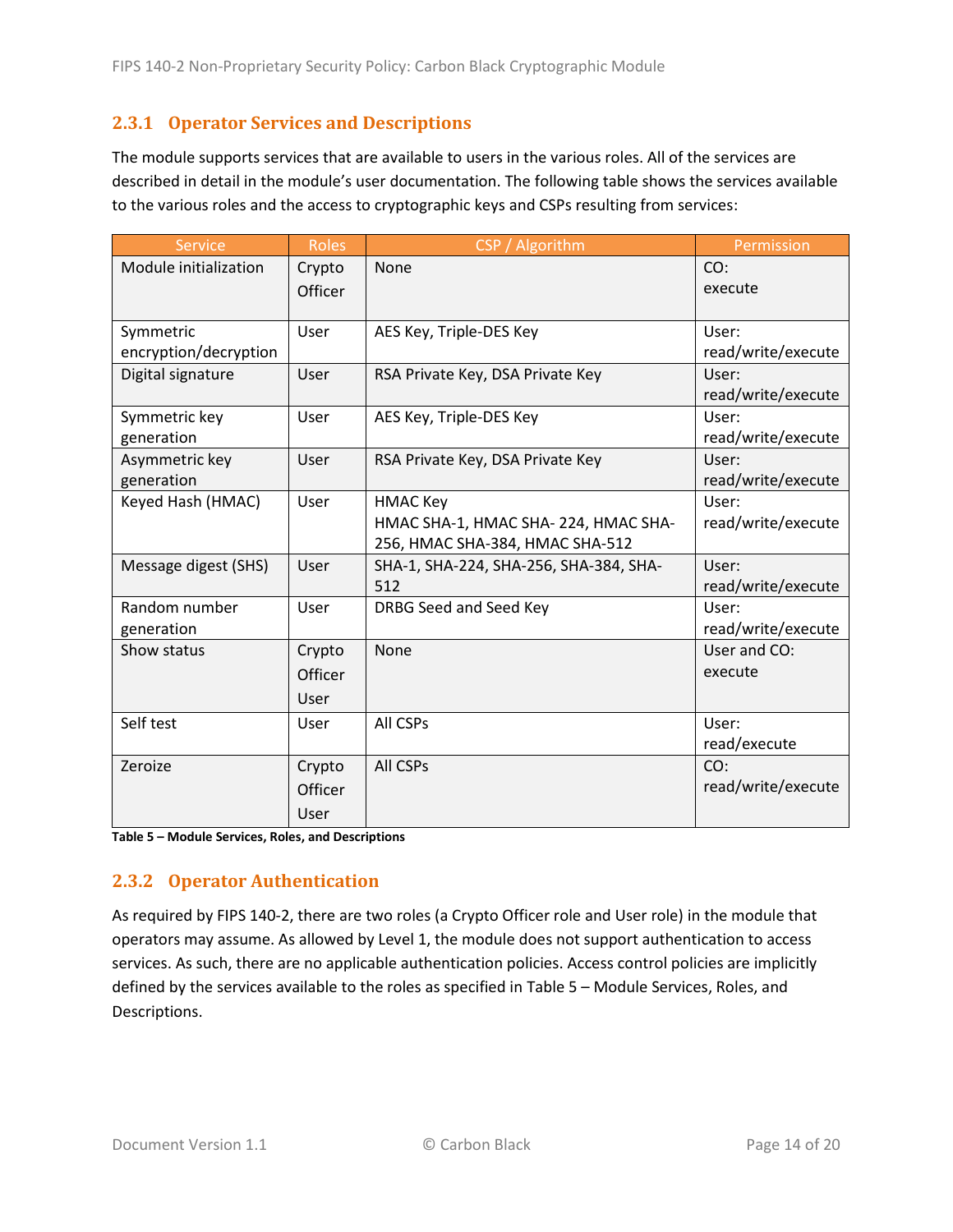### 2.3.1 Operator Services and Descriptions

The module supports services that are available to users in the various roles. All of the services are described in detail in the module's user documentation. The following table shows the services available to the various roles and the access to cryptographic keys and CSPs resulting from services:

| Service | Roles | CSP / Algorithm | Permission |
|---|---|---|---|
| Module initialization | Crypto Officer | None | CO: execute |
| Symmetric encryption/decryption | User | AES Key, Triple-DES Key | User: read/write/execute |
| Digital signature | User | RSA Private Key, DSA Private Key | User: read/write/execute |
| Symmetric key generation | User | AES Key, Triple-DES Key | User: read/write/execute |
| Asymmetric key generation | User | RSA Private Key, DSA Private Key | User: read/write/execute |
| Keyed Hash (HMAC) | User | HMAC Key<br>HMAC SHA-1, HMAC SHA- 224, HMAC SHA-256, HMAC SHA-384, HMAC SHA-512 | User: read/write/execute |
| Message digest (SHS) | User | SHA-1, SHA-224, SHA-256, SHA-384, SHA-512 | User: read/write/execute |
| Random number generation | User | DRBG Seed and Seed Key | User: read/write/execute |
| Show status | Crypto Officer<br>User | None | User and CO: execute |
| Self test | User | All CSPs | User: read/execute |
| Zeroize | Crypto Officer<br>User | All CSPs | CO: read/write/execute |

**Table 5 – Module Services, Roles, and Descriptions**

### 2.3.2 Operator Authentication

As required by FIPS 140-2, there are two roles (a Crypto Officer role and User role) in the module that operators may assume. As allowed by Level 1, the module does not support authentication to access services. As such, there are no applicable authentication policies. Access control policies are implicitly defined by the services available to the roles as specified in Table 5 – Module Services, Roles, and Descriptions.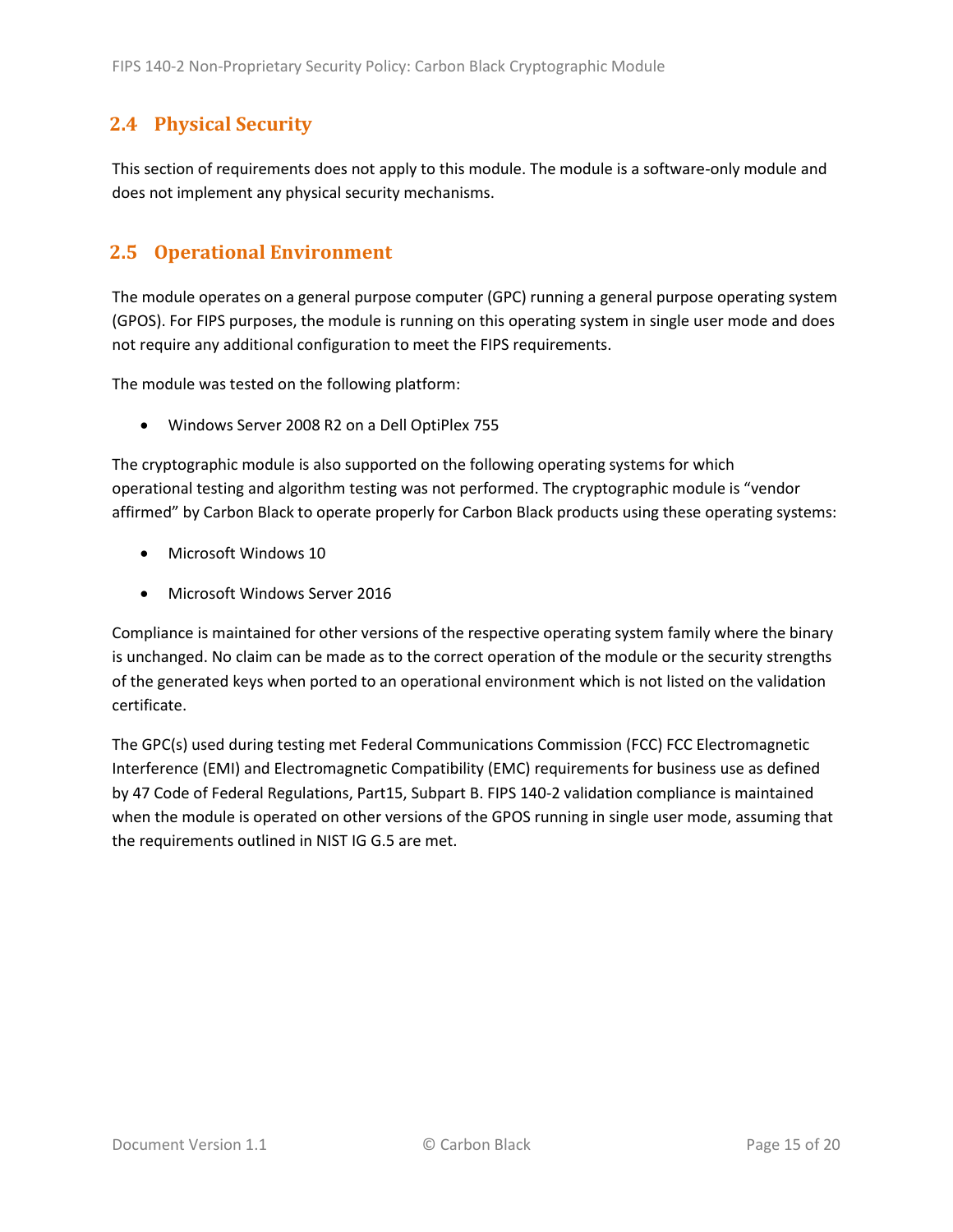## 2.4 Physical Security

This section of requirements does not apply to this module. The module is a software-only module and does not implement any physical security mechanisms.

## 2.5 Operational Environment

The module operates on a general purpose computer (GPC) running a general purpose operating system (GPOS). For FIPS purposes, the module is running on this operating system in single user mode and does not require any additional configuration to meet the FIPS requirements.

The module was tested on the following platform:

- Windows Server 2008 R2 on a Dell OptiPlex 755

The cryptographic module is also supported on the following operating systems for which operational testing and algorithm testing was not performed. The cryptographic module is "vendor affirmed" by Carbon Black to operate properly for Carbon Black products using these operating systems:

- Microsoft Windows 10
- Microsoft Windows Server 2016

Compliance is maintained for other versions of the respective operating system family where the binary is unchanged. No claim can be made as to the correct operation of the module or the security strengths of the generated keys when ported to an operational environment which is not listed on the validation certificate.

The GPC(s) used during testing met Federal Communications Commission (FCC) FCC Electromagnetic Interference (EMI) and Electromagnetic Compatibility (EMC) requirements for business use as defined by 47 Code of Federal Regulations, Part15, Subpart B. FIPS 140-2 validation compliance is maintained when the module is operated on other versions of the GPOS running in single user mode, assuming that the requirements outlined in NIST IG G.5 are met.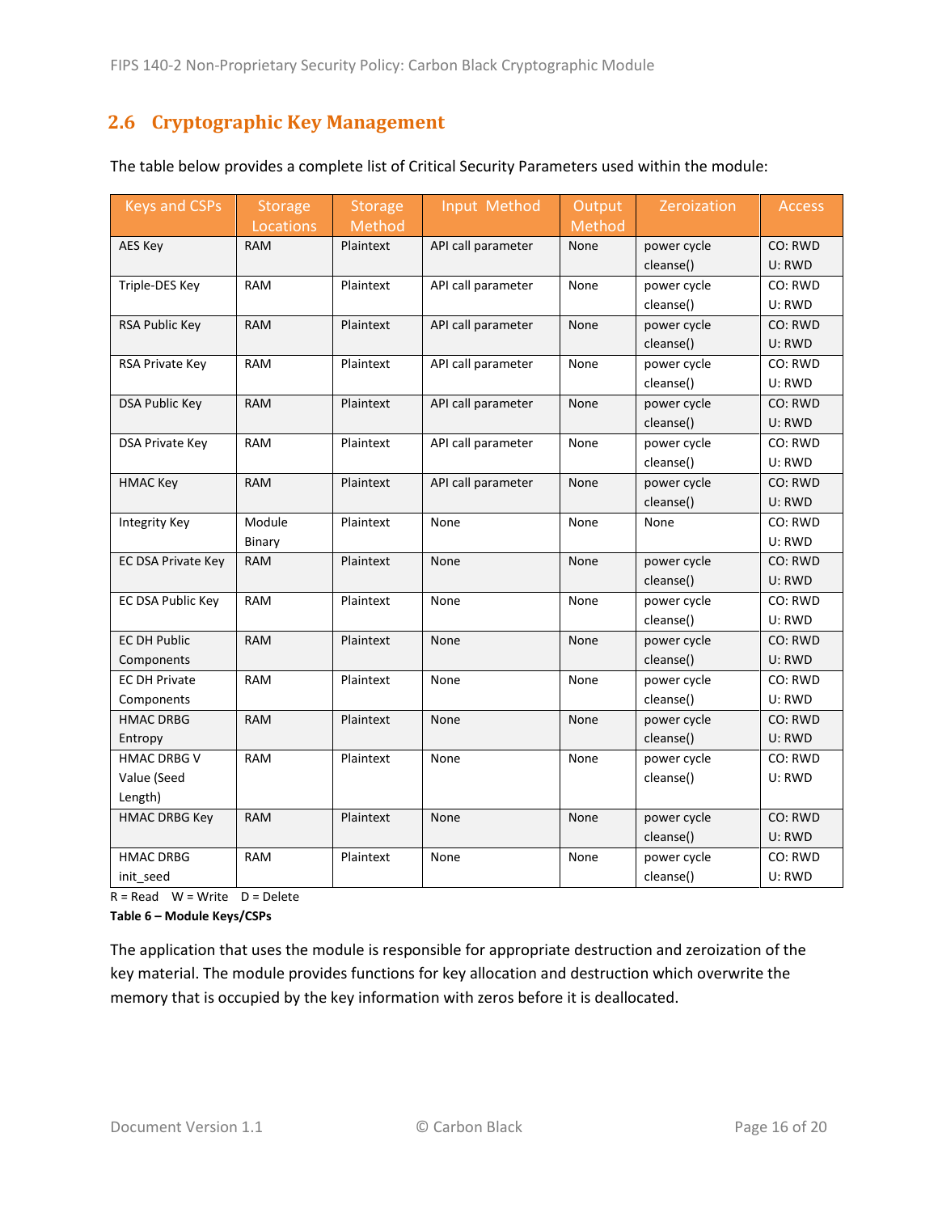## 2.6 Cryptographic Key Management

The table below provides a complete list of Critical Security Parameters used within the module:

| Keys and CSPs | Storage Locations | Storage Method | Input Method | Output Method | Zeroization | Access |
|---|---|---|---|---|---|---|
| AES Key | RAM | Plaintext | API call parameter | None | power cycle cleanse() | CO: RWD U: RWD |
| Triple-DES Key | RAM | Plaintext | API call parameter | None | power cycle cleanse() | CO: RWD U: RWD |
| RSA Public Key | RAM | Plaintext | API call parameter | None | power cycle cleanse() | CO: RWD U: RWD |
| RSA Private Key | RAM | Plaintext | API call parameter | None | power cycle cleanse() | CO: RWD U: RWD |
| DSA Public Key | RAM | Plaintext | API call parameter | None | power cycle cleanse() | CO: RWD U: RWD |
| DSA Private Key | RAM | Plaintext | API call parameter | None | power cycle cleanse() | CO: RWD U: RWD |
| HMAC Key | RAM | Plaintext | API call parameter | None | power cycle cleanse() | CO: RWD U: RWD |
| Integrity Key | Module Binary | Plaintext | None | None | None | CO: RWD U: RWD |
| EC DSA Private Key | RAM | Plaintext | None | None | power cycle cleanse() | CO: RWD U: RWD |
| EC DSA Public Key | RAM | Plaintext | None | None | power cycle cleanse() | CO: RWD U: RWD |
| EC DH Public Components | RAM | Plaintext | None | None | power cycle cleanse() | CO: RWD U: RWD |
| EC DH Private Components | RAM | Plaintext | None | None | power cycle cleanse() | CO: RWD U: RWD |
| HMAC DRBG Entropy | RAM | Plaintext | None | None | power cycle cleanse() | CO: RWD U: RWD |
| HMAC DRBG V Value (Seed Length) | RAM | Plaintext | None | None | power cycle cleanse() | CO: RWD U: RWD |
| HMAC DRBG Key | RAM | Plaintext | None | None | power cycle cleanse() | CO: RWD U: RWD |
| HMAC DRBG init_seed | RAM | Plaintext | None | None | power cycle cleanse() | CO: RWD U: RWD |

R = Read W = Write D = Delete

**Table 6 – Module Keys/CSPs**

The application that uses the module is responsible for appropriate destruction and zeroization of the key material. The module provides functions for key allocation and destruction which overwrite the memory that is occupied by the key information with zeros before it is deallocated.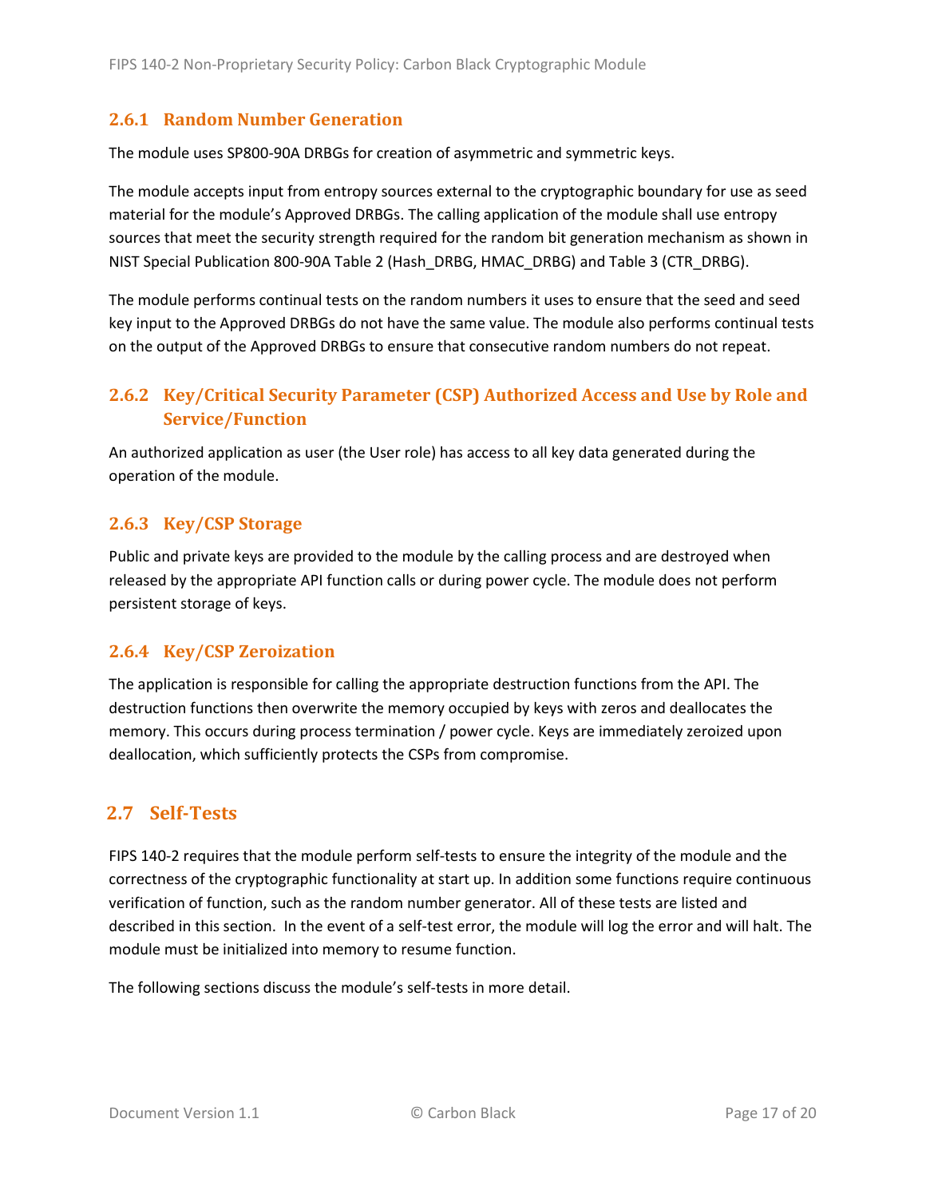### 2.6.1 Random Number Generation

The module uses SP800-90A DRBGs for creation of asymmetric and symmetric keys.

The module accepts input from entropy sources external to the cryptographic boundary for use as seed material for the module's Approved DRBGs. The calling application of the module shall use entropy sources that meet the security strength required for the random bit generation mechanism as shown in NIST Special Publication 800-90A Table 2 (Hash_DRBG, HMAC_DRBG) and Table 3 (CTR_DRBG).

The module performs continual tests on the random numbers it uses to ensure that the seed and seed key input to the Approved DRBGs do not have the same value. The module also performs continual tests on the output of the Approved DRBGs to ensure that consecutive random numbers do not repeat.

### 2.6.2 Key/Critical Security Parameter (CSP) Authorized Access and Use by Role and Service/Function

An authorized application as user (the User role) has access to all key data generated during the operation of the module.

### 2.6.3 Key/CSP Storage

Public and private keys are provided to the module by the calling process and are destroyed when released by the appropriate API function calls or during power cycle. The module does not perform persistent storage of keys.

### 2.6.4 Key/CSP Zeroization

The application is responsible for calling the appropriate destruction functions from the API. The destruction functions then overwrite the memory occupied by keys with zeros and deallocates the memory. This occurs during process termination / power cycle. Keys are immediately zeroized upon deallocation, which sufficiently protects the CSPs from compromise.

## 2.7 Self-Tests

FIPS 140-2 requires that the module perform self-tests to ensure the integrity of the module and the correctness of the cryptographic functionality at start up. In addition some functions require continuous verification of function, such as the random number generator. All of these tests are listed and described in this section. In the event of a self-test error, the module will log the error and will halt. The module must be initialized into memory to resume function.

The following sections discuss the module's self-tests in more detail.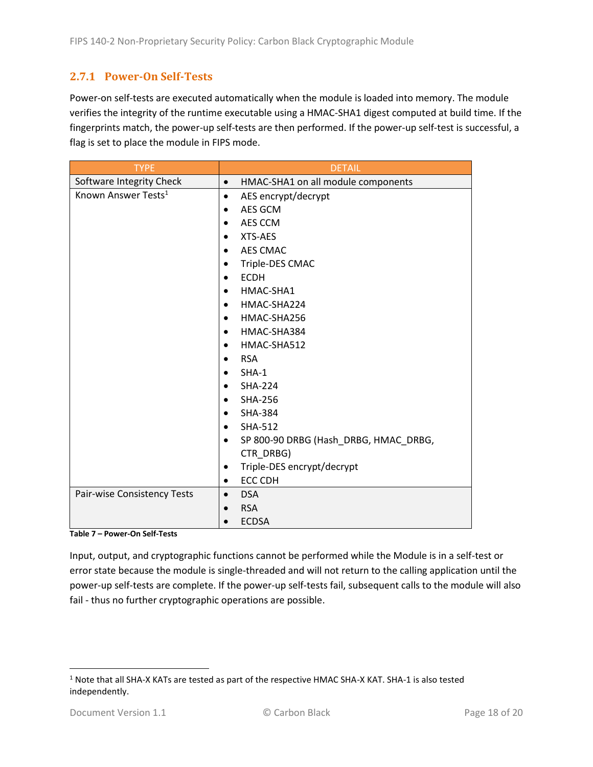### 2.7.1 Power-On Self-Tests

Power-on self-tests are executed automatically when the module is loaded into memory. The module verifies the integrity of the runtime executable using a HMAC-SHA1 digest computed at build time. If the fingerprints match, the power-up self-tests are then performed. If the power-up self-test is successful, a flag is set to place the module in FIPS mode.

| TYPE | DETAIL |
|---|---|
| Software Integrity Check | • HMAC-SHA1 on all module components |
| Known Answer Tests[1] | • AES encrypt/decrypt<br>• AES GCM<br>• AES CCM<br>• XTS-AES<br>• AES CMAC<br>• Triple-DES CMAC<br>• ECDH<br>• HMAC-SHA1<br>• HMAC-SHA224<br>• HMAC-SHA256<br>• HMAC-SHA384<br>• HMAC-SHA512<br>• RSA<br>• SHA-1<br>• SHA-224<br>• SHA-256<br>• SHA-384<br>• SHA-512<br>• SP 800-90 DRBG (Hash_DRBG, HMAC_DRBG, CTR_DRBG)<br>• Triple-DES encrypt/decrypt<br>• ECC CDH |
| Pair-wise Consistency Tests | • DSA<br>• RSA<br>• ECDSA |

**Table 7 – Power-On Self-Tests**

Input, output, and cryptographic functions cannot be performed while the Module is in a self-test or error state because the module is single-threaded and will not return to the calling application until the power-up self-tests are complete. If the power-up self-tests fail, subsequent calls to the module will also fail - thus no further cryptographic operations are possible.

[1] Note that all SHA-X KATs are tested as part of the respective HMAC SHA-X KAT. SHA-1 is also tested independently.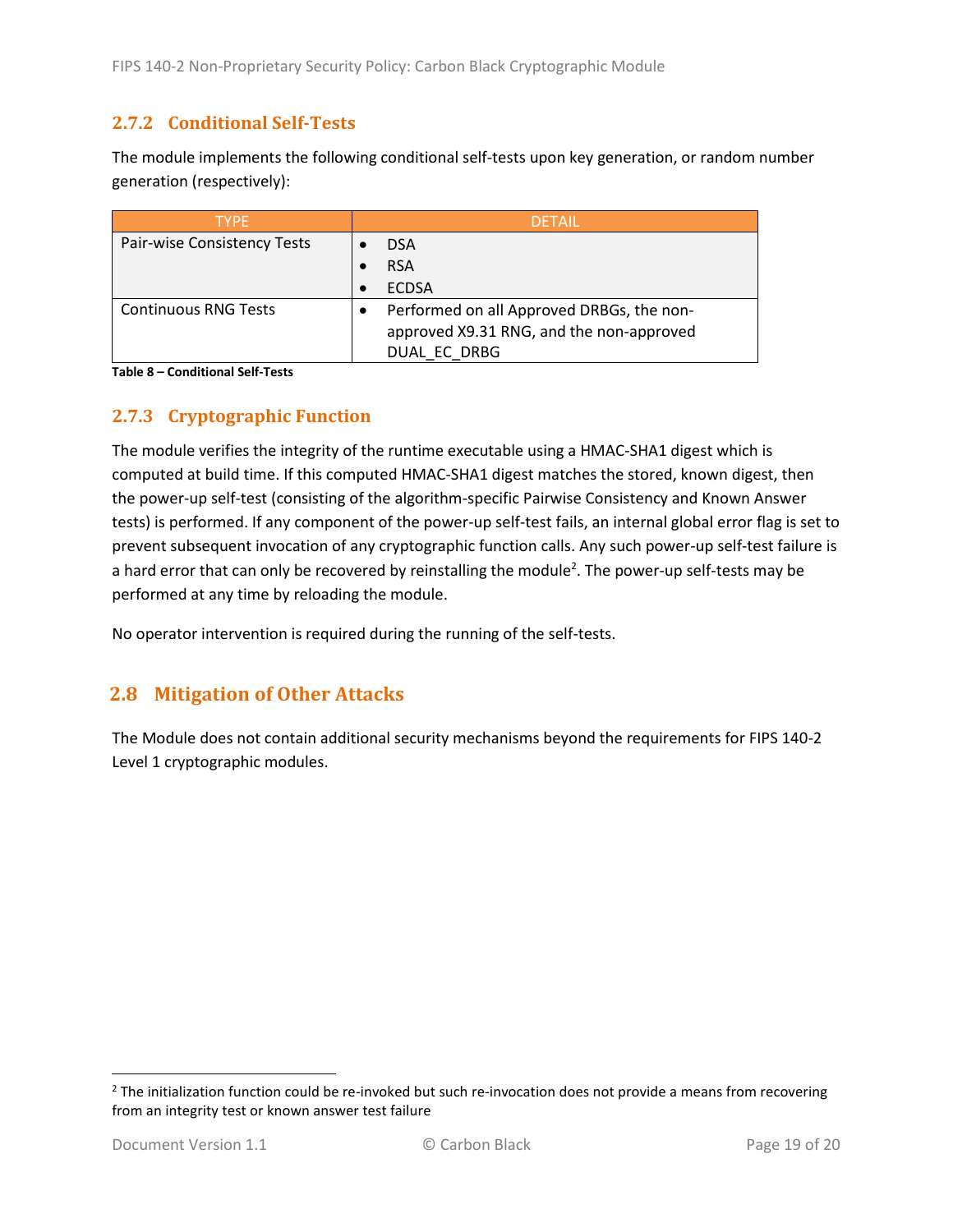### 2.7.2 Conditional Self-Tests

The module implements the following conditional self-tests upon key generation, or random number generation (respectively):

| TYPE | DETAIL |
|---|---|
| Pair-wise Consistency Tests | • DSA<br>• RSA<br>• ECDSA |
| Continuous RNG Tests | • Performed on all Approved DRBGs, the non-approved X9.31 RNG, and the non-approved DUAL_EC_DRBG |

**Table 8 – Conditional Self-Tests**

### 2.7.3 Cryptographic Function

The module verifies the integrity of the runtime executable using a HMAC-SHA1 digest which is computed at build time. If this computed HMAC-SHA1 digest matches the stored, known digest, then the power-up self-test (consisting of the algorithm-specific Pairwise Consistency and Known Answer tests) is performed. If any component of the power-up self-test fails, an internal global error flag is set to prevent subsequent invocation of any cryptographic function calls. Any such power-up self-test failure is a hard error that can only be recovered by reinstalling the module[2]. The power-up self-tests may be performed at any time by reloading the module.

No operator intervention is required during the running of the self-tests.

## 2.8 Mitigation of Other Attacks

The Module does not contain additional security mechanisms beyond the requirements for FIPS 140-2 Level 1 cryptographic modules.

---

[2] The initialization function could be re-invoked but such re-invocation does not provide a means from recovering from an integrity test or known answer test failure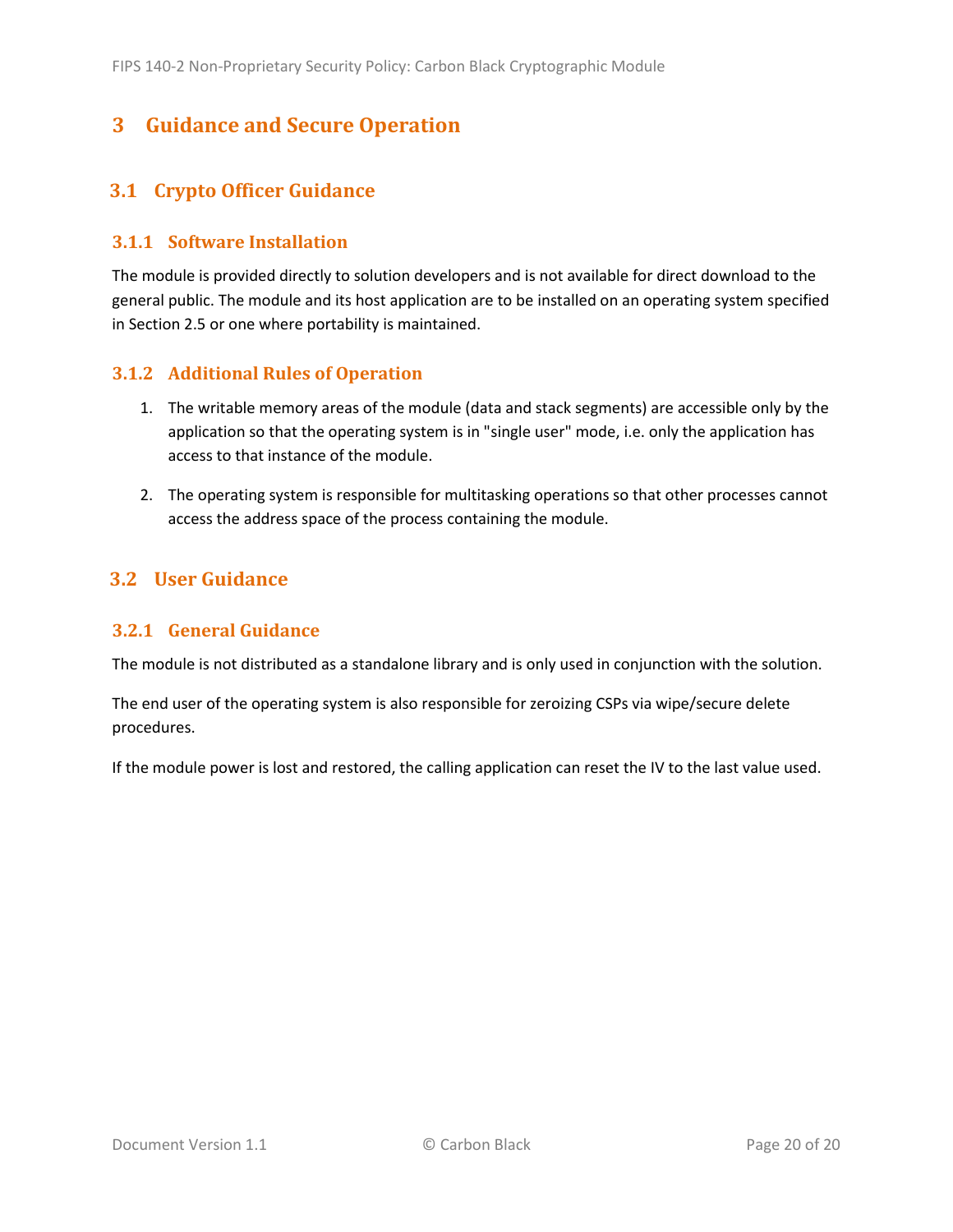# 3 Guidance and Secure Operation

## 3.1 Crypto Officer Guidance

### 3.1.1 Software Installation

The module is provided directly to solution developers and is not available for direct download to the general public. The module and its host application are to be installed on an operating system specified in Section 2.5 or one where portability is maintained.

### 3.1.2 Additional Rules of Operation

1. The writable memory areas of the module (data and stack segments) are accessible only by the application so that the operating system is in "single user" mode, i.e. only the application has access to that instance of the module.

2. The operating system is responsible for multitasking operations so that other processes cannot access the address space of the process containing the module.

## 3.2 User Guidance

### 3.2.1 General Guidance

The module is not distributed as a standalone library and is only used in conjunction with the solution.

The end user of the operating system is also responsible for zeroizing CSPs via wipe/secure delete procedures.

If the module power is lost and restored, the calling application can reset the IV to the last value used.